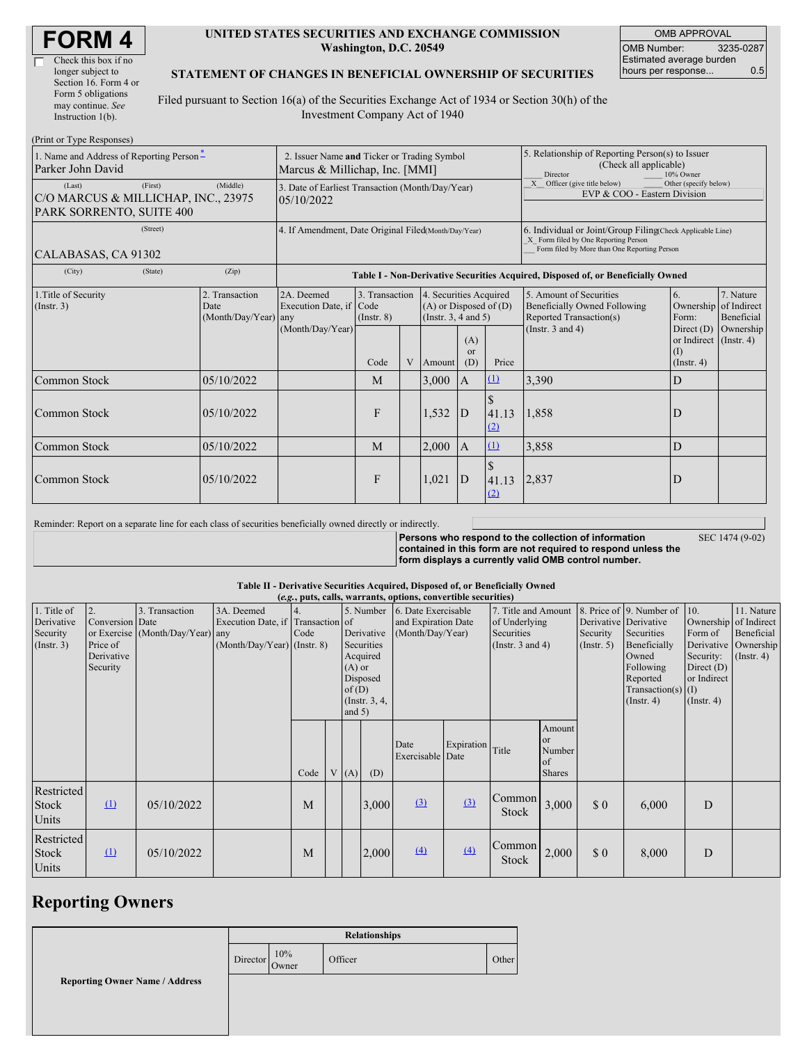# FORM 4

☐ Check this box if no longer subject to Section 16. Form 4 or Form 5 obligations may continue. *See* Instruction 1(b).

**UNITED STATES SECURITIES AND EXCHANGE COMMISSION**
**Washington, D.C. 20549**

**STATEMENT OF CHANGES IN BENEFICIAL OWNERSHIP OF SECURITIES**

Filed pursuant to Section 16(a) of the Securities Exchange Act of 1934 or Section 30(h) of the Investment Company Act of 1940

| OMB APPROVAL | |
|---|---|
| OMB Number: | 3235-0287 |
| Estimated average burden hours per response... | 0.5 |

(Print or Type Responses)

| 1. Name and Address of Reporting Person * | 2. Issuer Name **and** Ticker or Trading Symbol | 5. Relationship of Reporting Person(s) to Issuer (Check all applicable) |
|---|---|---|
| Parker John David | Marcus & Millichap, Inc. [MMI] | ___ Director ___ 10% Owner |
| (Last) (First) (Middle) | 3. Date of Earliest Transaction (Month/Day/Year) | _X_ Officer (give title below) ___ Other (specify below) |
| C/O MARCUS & MILLICHAP, INC., 23975 PARK SORRENTO, SUITE 400 | 05/10/2022 | EVP & COO - Eastern Division |
| (Street) | 4. If Amendment, Date Original Filed (Month/Day/Year) | 6. Individual or Joint/Group Filing (Check Applicable Line) |
| CALABASAS, CA 91302 | | _X_ Form filed by One Reporting Person |
| (City) (State) (Zip) | | ___ Form filed by More than One Reporting Person |

**Table I - Non-Derivative Securities Acquired, Disposed of, or Beneficially Owned**

| 1.Title of Security (Instr. 3) | 2. Transaction Date (Month/Day/Year) | 2A. Deemed Execution Date, if any (Month/Day/Year) | 3. Transaction Code (Instr. 8) | | 4. Securities Acquired (A) or Disposed of (D) (Instr. 3, 4 and 5) | | | 5. Amount of Securities Beneficially Owned Following Reported Transaction(s) (Instr. 3 and 4) | 6. Ownership Form: Direct (D) or Indirect (I) (Instr. 4) | 7. Nature of Indirect Beneficial Ownership (Instr. 4) |
|---|---|---|---|---|---|---|---|---|---|---|
| | | | Code | V | Amount | (A) or (D) | Price | | | |
| Common Stock | 05/10/2022 | | M | | 3,000 | A | (1) | 3,390 | D | |
| Common Stock | 05/10/2022 | | F | | 1,532 | D | $ 41.13 (2) | 1,858 | D | |
| Common Stock | 05/10/2022 | | M | | 2,000 | A | (1) | 3,858 | D | |
| Common Stock | 05/10/2022 | | F | | 1,021 | D | $ 41.13 (2) | 2,837 | D | |

Reminder: Report on a separate line for each class of securities beneficially owned directly or indirectly.

**Persons who respond to the collection of information contained in this form are not required to respond unless the form displays a currently valid OMB control number.**

SEC 1474 (9-02)

**Table II - Derivative Securities Acquired, Disposed of, or Beneficially Owned**
**(*e.g.*, puts, calls, warrants, options, convertible securities)**

| 1. Title of Derivative Security (Instr. 3) | 2. Conversion or Exercise Price of Derivative Security | 3. Transaction Date (Month/Day/Year) | 3A. Deemed Execution Date, if any (Month/Day/Year) | 4. Transaction Code (Instr. 8) | | 5. Number of Derivative Securities Acquired (A) or Disposed of (D) (Instr. 3, 4, and 5) | | 6. Date Exercisable and Expiration Date (Month/Day/Year) | | 7. Title and Amount of Underlying Securities (Instr. 3 and 4) | | 8. Price of Derivative Security (Instr. 5) | 9. Number of Derivative Securities Beneficially Owned Following Reported Transaction(s) (Instr. 4) | 10. Ownership Form of Derivative Security: Direct (D) or Indirect (I) (Instr. 4) | 11. Nature of Indirect Beneficial Ownership (Instr. 4) |
|---|---|---|---|---|---|---|---|---|---|---|---|---|---|---|---|
| | | | | Code | V | (A) | (D) | Date Exercisable | Expiration Date | Title | Amount or Number of Shares | | | | |
| Restricted Stock Units | (1) | 05/10/2022 | | M | | | 3,000 | (3) | (3) | Common Stock | 3,000 | $ 0 | 6,000 | D | |
| Restricted Stock Units | (1) | 05/10/2022 | | M | | | 2,000 | (4) | (4) | Common Stock | 2,000 | $ 0 | 8,000 | D | |

## Reporting Owners

| Reporting Owner Name / Address | Relationships | | | |
|---|---|---|---|---|
| | Director | 10% Owner | Officer | Other |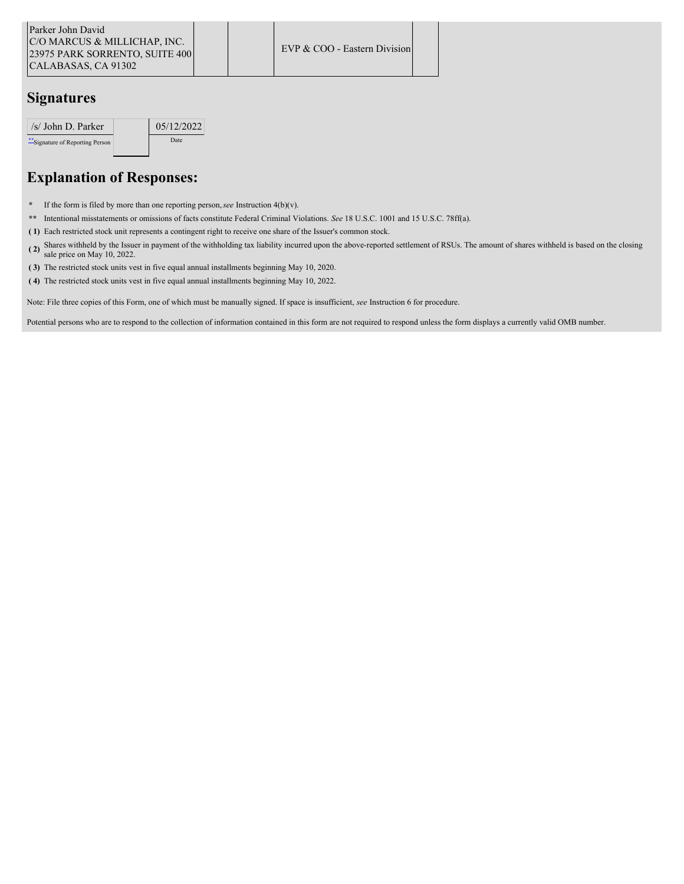| | | | | |
|---|---|---|---|---|
| Parker John David<br>C/O MARCUS & MILLICHAP, INC.<br>23975 PARK SORRENTO, SUITE 400<br>CALABASAS, CA 91302 | | | EVP & COO - Eastern Division | |

## Signatures

| | | |
|---|---|---|
| /s/ John D. Parker | | 05/12/2022 |
| ** Signature of Reporting Person | | Date |

## Explanation of Responses:

* If the form is filed by more than one reporting person, *see* Instruction 4(b)(v).

** Intentional misstatements or omissions of facts constitute Federal Criminal Violations. *See* 18 U.S.C. 1001 and 15 U.S.C. 78ff(a).

( 1) Each restricted stock unit represents a contingent right to receive one share of the Issuer's common stock.

( 2) Shares withheld by the Issuer in payment of the withholding tax liability incurred upon the above-reported settlement of RSUs. The amount of shares withheld is based on the closing sale price on May 10, 2022.

( 3) The restricted stock units vest in five equal annual installments beginning May 10, 2020.

( 4) The restricted stock units vest in five equal annual installments beginning May 10, 2022.

Note: File three copies of this Form, one of which must be manually signed. If space is insufficient, *see* Instruction 6 for procedure.

Potential persons who are to respond to the collection of information contained in this form are not required to respond unless the form displays a currently valid OMB number.